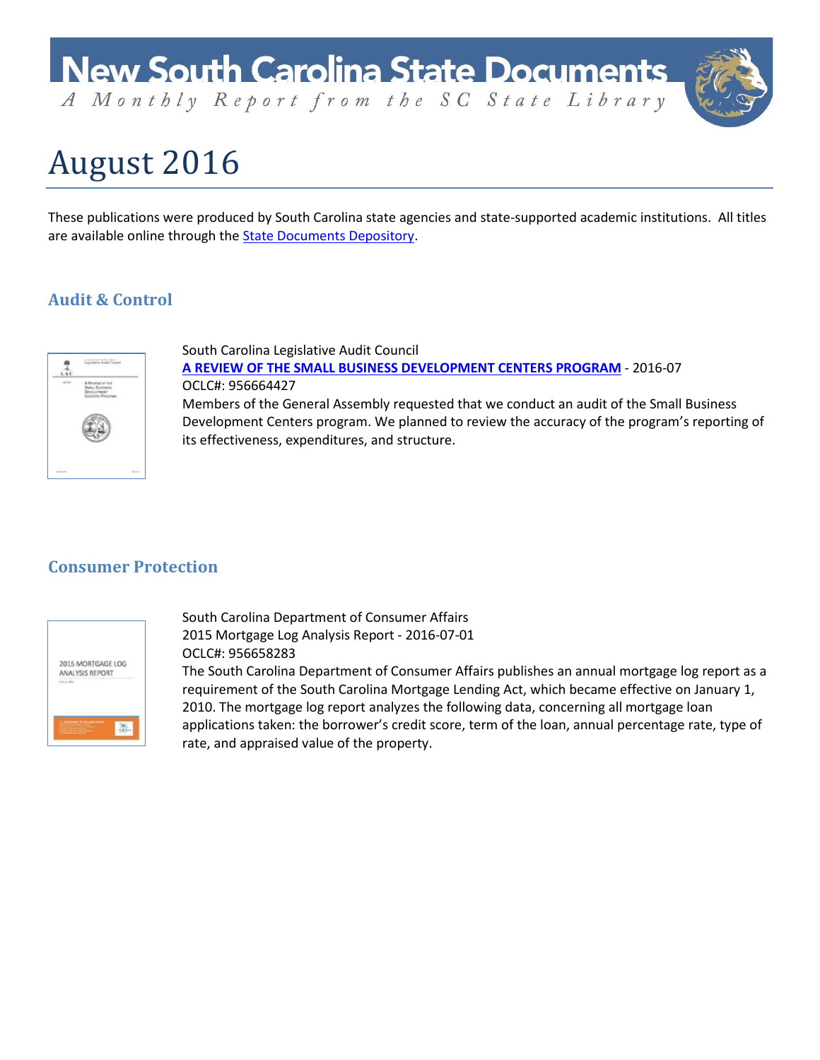# New South Carolina State Documents

*A Monthly Report from the SC State Library*

# August 2016

These publications were produced by South Carolina state agencies and state-supported academic institutions. All titles are available online through the [State Documents Depository](State Documents Depository).

## Audit & Control

South Carolina Legislative Audit Council
**A REVIEW OF THE SMALL BUSINESS DEVELOPMENT CENTERS PROGRAM** - 2016-07
OCLC#: 956664427
Members of the General Assembly requested that we conduct an audit of the Small Business Development Centers program. We planned to review the accuracy of the program's reporting of its effectiveness, expenditures, and structure.

## Consumer Protection

South Carolina Department of Consumer Affairs
2015 Mortgage Log Analysis Report - 2016-07-01
OCLC#: 956658283
The South Carolina Department of Consumer Affairs publishes an annual mortgage log report as a requirement of the South Carolina Mortgage Lending Act, which became effective on January 1, 2010. The mortgage log report analyzes the following data, concerning all mortgage loan applications taken: the borrower's credit score, term of the loan, annual percentage rate, type of rate, and appraised value of the property.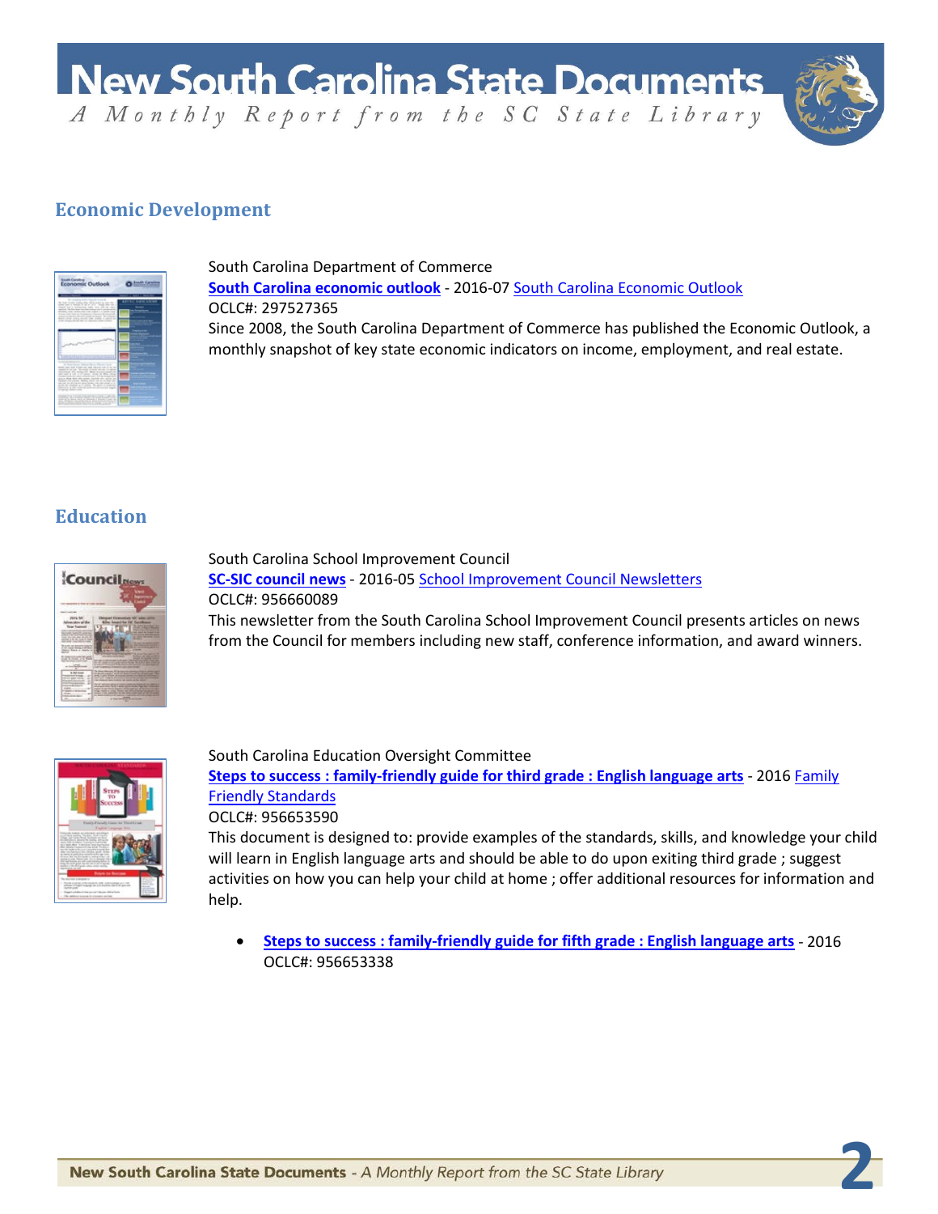## Economic Development

South Carolina Department of Commerce

**South Carolina economic outlook** - 2016-07 South Carolina Economic Outlook

OCLC#: 297527365

Since 2008, the South Carolina Department of Commerce has published the Economic Outlook, a monthly snapshot of key state economic indicators on income, employment, and real estate.

## Education

South Carolina School Improvement Council

**SC-SIC council news** - 2016-05 School Improvement Council Newsletters

OCLC#: 956660089

This newsletter from the South Carolina School Improvement Council presents articles on news from the Council for members including new staff, conference information, and award winners.

South Carolina Education Oversight Committee

**Steps to success : family-friendly guide for third grade : English language arts** - 2016 Family Friendly Standards

OCLC#: 956653590

This document is designed to: provide examples of the standards, skills, and knowledge your child will learn in English language arts and should be able to do upon exiting third grade ; suggest activities on how you can help your child at home ; offer additional resources for information and help.

- **Steps to success : family-friendly guide for fifth grade : English language arts** - 2016
  OCLC#: 956653338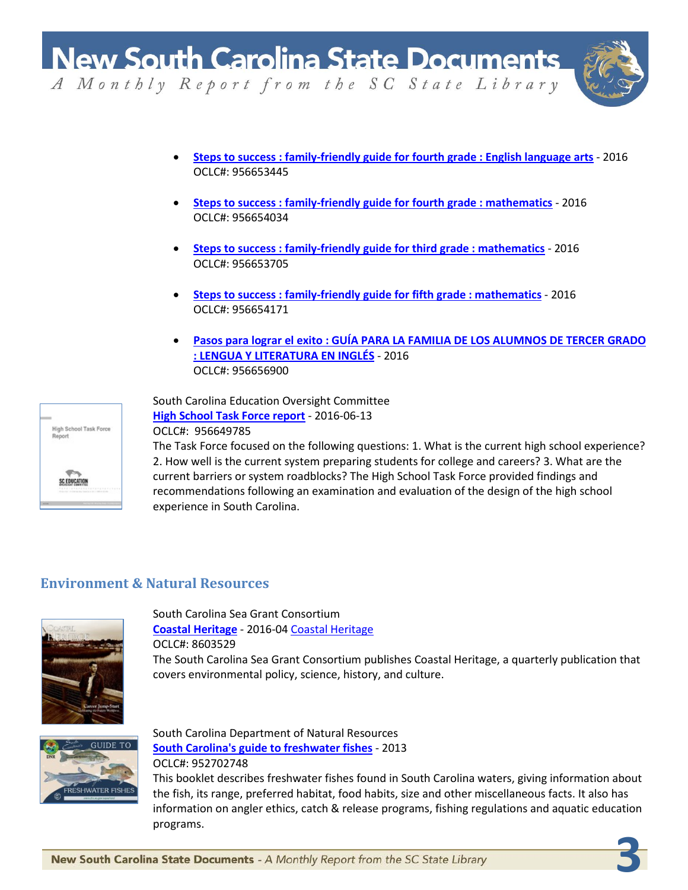- **Steps to success : family-friendly guide for fourth grade : English language arts** - 2016
  OCLC#: 956653445

- **Steps to success : family-friendly guide for fourth grade : mathematics** - 2016
  OCLC#: 956654034

- **Steps to success : family-friendly guide for third grade : mathematics** - 2016
  OCLC#: 956653705

- **Steps to success : family-friendly guide for fifth grade : mathematics** - 2016
  OCLC#: 956654171

- **Pasos para lograr el exito : GUÍA PARA LA FAMILIA DE LOS ALUMNOS DE TERCER GRADO : LENGUA Y LITERATURA EN INGLÉS** - 2016
  OCLC#: 956656900

South Carolina Education Oversight Committee
**High School Task Force report** - 2016-06-13
OCLC#: 956649785
The Task Force focused on the following questions: 1. What is the current high school experience? 2. How well is the current system preparing students for college and careers? 3. What are the current barriers or system roadblocks? The High School Task Force provided findings and recommendations following an examination and evaluation of the design of the high school experience in South Carolina.

## Environment & Natural Resources

South Carolina Sea Grant Consortium
**Coastal Heritage** - 2016-04 Coastal Heritage
OCLC#: 8603529
The South Carolina Sea Grant Consortium publishes Coastal Heritage, a quarterly publication that covers environmental policy, science, history, and culture.

South Carolina Department of Natural Resources
**South Carolina's guide to freshwater fishes** - 2013
OCLC#: 952702748
This booklet describes freshwater fishes found in South Carolina waters, giving information about the fish, its range, preferred habitat, food habits, size and other miscellaneous facts. It also has information on angler ethics, catch & release programs, fishing regulations and aquatic education programs.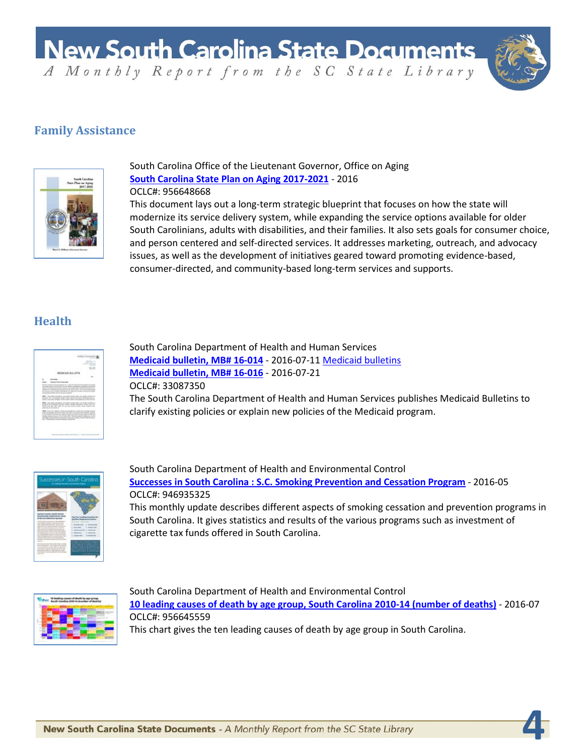## Family Assistance

South Carolina Office of the Lieutenant Governor, Office on Aging
**South Carolina State Plan on Aging 2017-2021** - 2016
OCLC#: 956648668
This document lays out a long-term strategic blueprint that focuses on how the state will modernize its service delivery system, while expanding the service options available for older South Carolinians, adults with disabilities, and their families. It also sets goals for consumer choice, and person centered and self-directed services. It addresses marketing, outreach, and advocacy issues, as well as the development of initiatives geared toward promoting evidence-based, consumer-directed, and community-based long-term services and supports.

## Health

South Carolina Department of Health and Human Services
**Medicaid bulletin, MB# 16-014** - 2016-07-11 Medicaid bulletins
**Medicaid bulletin, MB# 16-016** - 2016-07-21
OCLC#: 33087350
The South Carolina Department of Health and Human Services publishes Medicaid Bulletins to clarify existing policies or explain new policies of the Medicaid program.

South Carolina Department of Health and Environmental Control
**Successes in South Carolina : S.C. Smoking Prevention and Cessation Program** - 2016-05
OCLC#: 946935325
This monthly update describes different aspects of smoking cessation and prevention programs in South Carolina. It gives statistics and results of the various programs such as investment of cigarette tax funds offered in South Carolina.

South Carolina Department of Health and Environmental Control
**10 leading causes of death by age group, South Carolina 2010-14 (number of deaths)** - 2016-07
OCLC#: 956645559
This chart gives the ten leading causes of death by age group in South Carolina.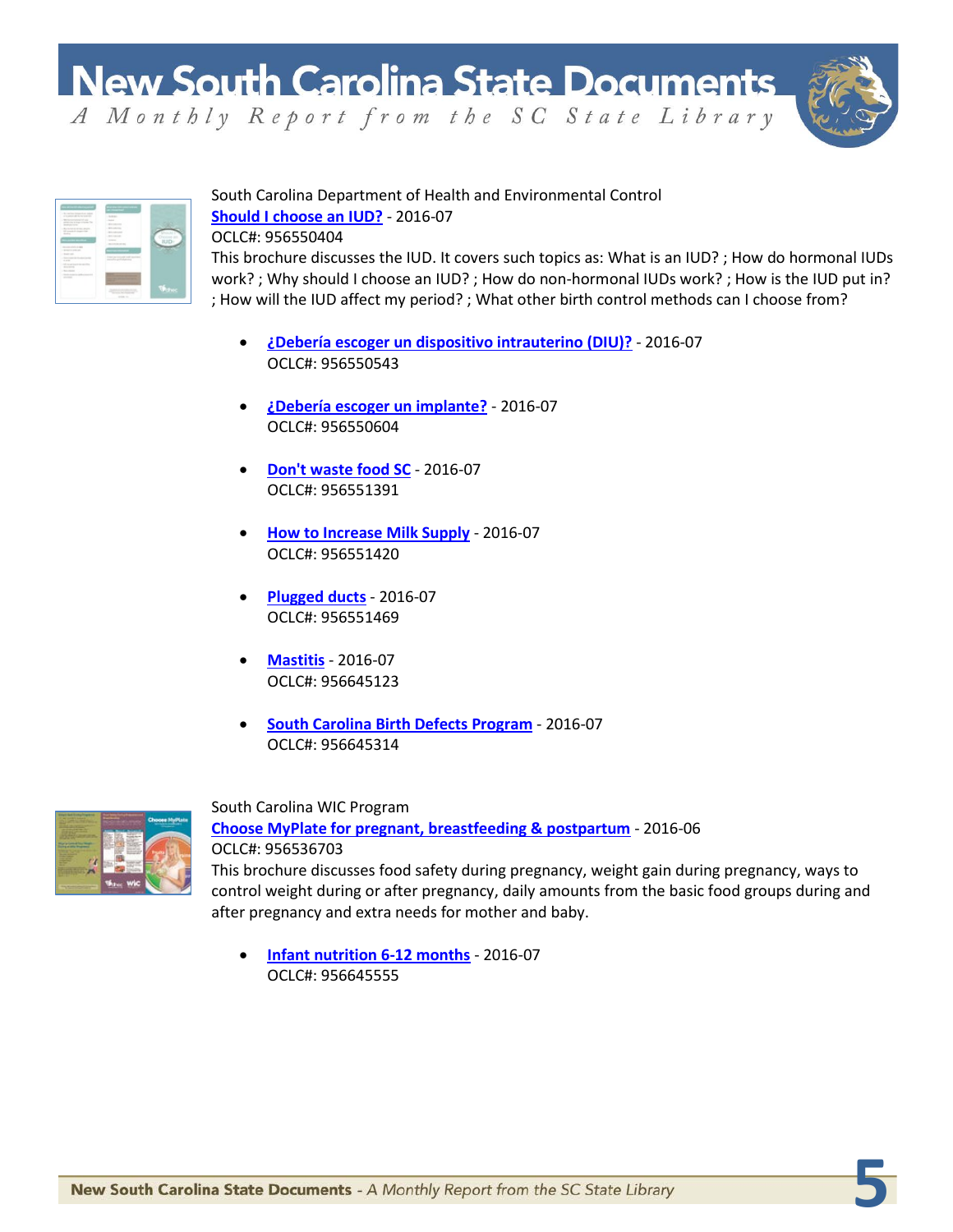South Carolina Department of Health and Environmental Control
**Should I choose an IUD?** - 2016-07
OCLC#: 956550404
This brochure discusses the IUD. It covers such topics as: What is an IUD? ; How do hormonal IUDs work? ; Why should I choose an IUD? ; How do non-hormonal IUDs work? ; How is the IUD put in? ; How will the IUD affect my period? ; What other birth control methods can I choose from?

- **¿Debería escoger un dispositivo intrauterino (DIU)?** - 2016-07
  OCLC#: 956550543
- **¿Debería escoger un implante?** - 2016-07
  OCLC#: 956550604
- **Don't waste food SC** - 2016-07
  OCLC#: 956551391
- **How to Increase Milk Supply** - 2016-07
  OCLC#: 956551420
- **Plugged ducts** - 2016-07
  OCLC#: 956551469
- **Mastitis** - 2016-07
  OCLC#: 956645123
- **South Carolina Birth Defects Program** - 2016-07
  OCLC#: 956645314

South Carolina WIC Program
**Choose MyPlate for pregnant, breastfeeding & postpartum** - 2016-06
OCLC#: 956536703
This brochure discusses food safety during pregnancy, weight gain during pregnancy, ways to control weight during or after pregnancy, daily amounts from the basic food groups during and after pregnancy and extra needs for mother and baby.

- **Infant nutrition 6-12 months** - 2016-07
  OCLC#: 956645555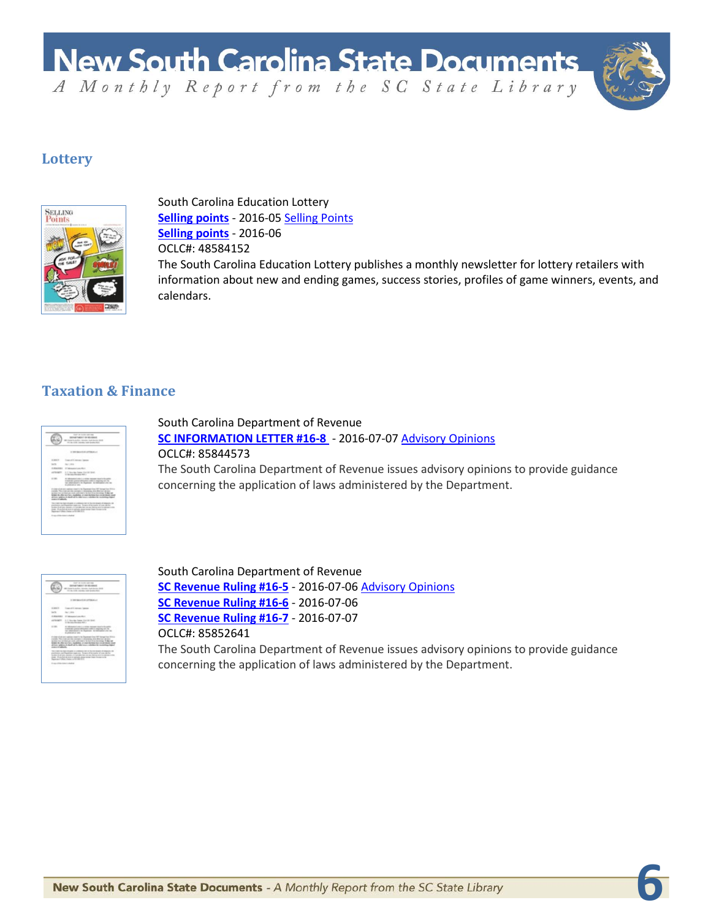## Lottery

South Carolina Education Lottery
**Selling points** - 2016-05 Selling Points
**Selling points** - 2016-06
OCLC#: 48584152
The South Carolina Education Lottery publishes a monthly newsletter for lottery retailers with information about new and ending games, success stories, profiles of game winners, events, and calendars.

## Taxation & Finance

South Carolina Department of Revenue
**SC INFORMATION LETTER #16-8** - 2016-07-07 Advisory Opinions
OCLC#: 85844573
The South Carolina Department of Revenue issues advisory opinions to provide guidance concerning the application of laws administered by the Department.

South Carolina Department of Revenue
**SC Revenue Ruling #16-5** - 2016-07-06 Advisory Opinions
**SC Revenue Ruling #16-6** - 2016-07-06
**SC Revenue Ruling #16-7** - 2016-07-07
OCLC#: 85852641
The South Carolina Department of Revenue issues advisory opinions to provide guidance concerning the application of laws administered by the Department.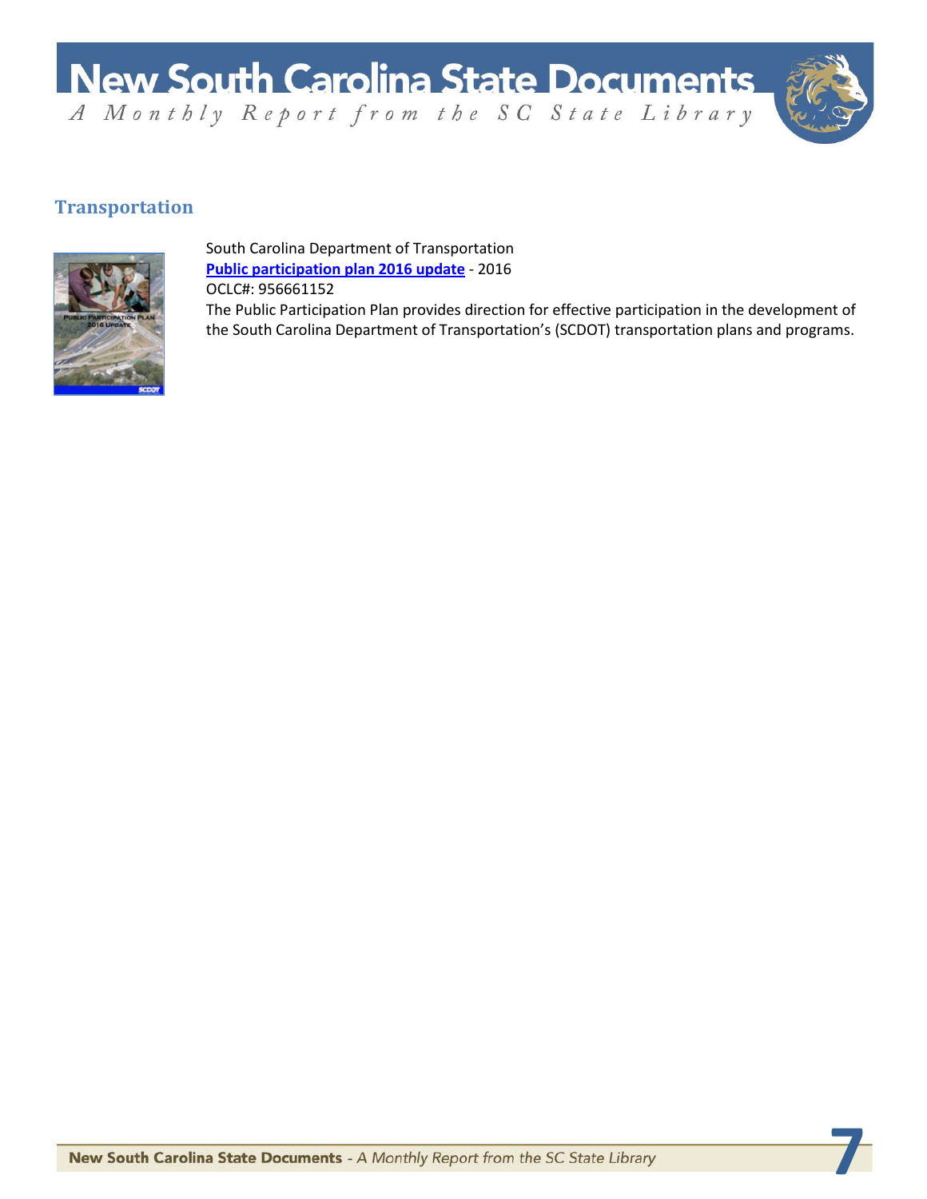## Transportation

South Carolina Department of Transportation
**Public participation plan 2016 update** - 2016
OCLC#: 956661152
The Public Participation Plan provides direction for effective participation in the development of the South Carolina Department of Transportation's (SCDOT) transportation plans and programs.